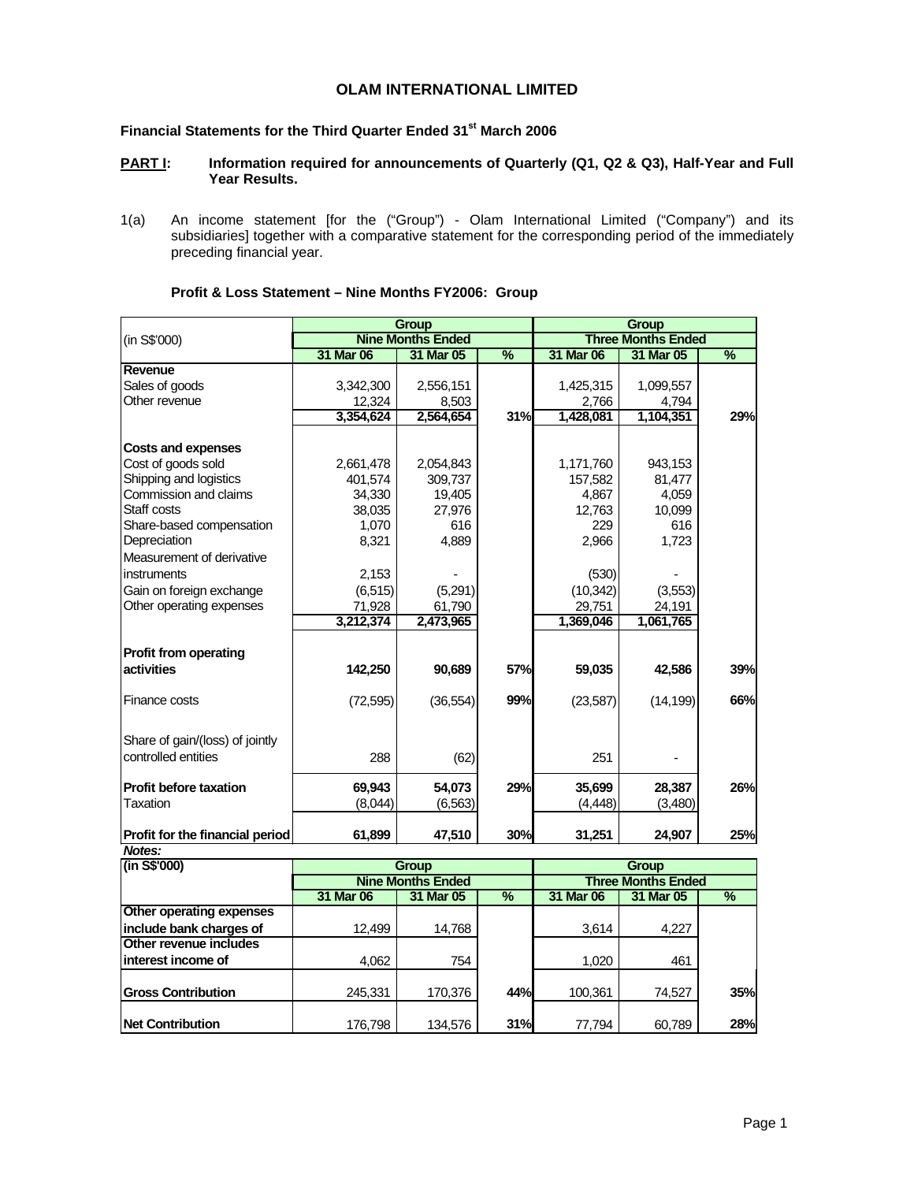# OLAM INTERNATIONAL LIMITED

**Financial Statements for the Third Quarter Ended 31st March 2006**

**PART I: Information required for announcements of Quarterly (Q1, Q2 & Q3), Half-Year and Full Year Results.**

1(a) An income statement [for the ("Group") - Olam International Limited ("Company") and its subsidiaries] together with a comparative statement for the corresponding period of the immediately preceding financial year.

**Profit & Loss Statement – Nine Months FY2006: Group**

| | Group | | | Group | | |
|---|---|---|---|---|---|---|
| (in S$'000) | Nine Months Ended | | | Three Months Ended | | |
| | 31 Mar 06 | 31 Mar 05 | % | 31 Mar 06 | 31 Mar 05 | % |
| **Revenue** | | | | | | |
| Sales of goods | 3,342,300 | 2,556,151 | | 1,425,315 | 1,099,557 | |
| Other revenue | 12,324 | 8,503 | | 2,766 | 4,794 | |
| | **3,354,624** | **2,564,654** | **31%** | **1,428,081** | **1,104,351** | **29%** |
| **Costs and expenses** | | | | | | |
| Cost of goods sold | 2,661,478 | 2,054,843 | | 1,171,760 | 943,153 | |
| Shipping and logistics | 401,574 | 309,737 | | 157,582 | 81,477 | |
| Commission and claims | 34,330 | 19,405 | | 4,867 | 4,059 | |
| Staff costs | 38,035 | 27,976 | | 12,763 | 10,099 | |
| Share-based compensation | 1,070 | 616 | | 229 | 616 | |
| Depreciation | 8,321 | 4,889 | | 2,966 | 1,723 | |
| Measurement of derivative instruments | 2,153 | - | | (530) | - | |
| Gain on foreign exchange | (6,515) | (5,291) | | (10,342) | (3,553) | |
| Other operating expenses | 71,928 | 61,790 | | 29,751 | 24,191 | |
| | **3,212,374** | **2,473,965** | | **1,369,046** | **1,061,765** | |
| **Profit from operating activities** | **142,250** | **90,689** | **57%** | **59,035** | **42,586** | **39%** |
| Finance costs | (72,595) | (36,554) | **99%** | (23,587) | (14,199) | **66%** |
| Share of gain/(loss) of jointly controlled entities | 288 | (62) | | 251 | - | |
| **Profit before taxation** | **69,943** | **54,073** | **29%** | **35,699** | **28,387** | **26%** |
| Taxation | (8,044) | (6,563) | | (4,448) | (3,480) | |
| **Profit for the financial period** | **61,899** | **47,510** | **30%** | **31,251** | **24,907** | **25%** |

***Notes:***

| (in S$'000) | Group | | | Group | | |
|---|---|---|---|---|---|---|
| | Nine Months Ended | | | Three Months Ended | | |
| | 31 Mar 06 | 31 Mar 05 | % | 31 Mar 06 | 31 Mar 05 | % |
| **Other operating expenses include bank charges of** | 12,499 | 14,768 | | 3,614 | 4,227 | |
| **Other revenue includes interest income of** | 4,062 | 754 | | 1,020 | 461 | |
| **Gross Contribution** | 245,331 | 170,376 | **44%** | 100,361 | 74,527 | **35%** |
| **Net Contribution** | 176,798 | 134,576 | **31%** | 77,794 | 60,789 | **28%** |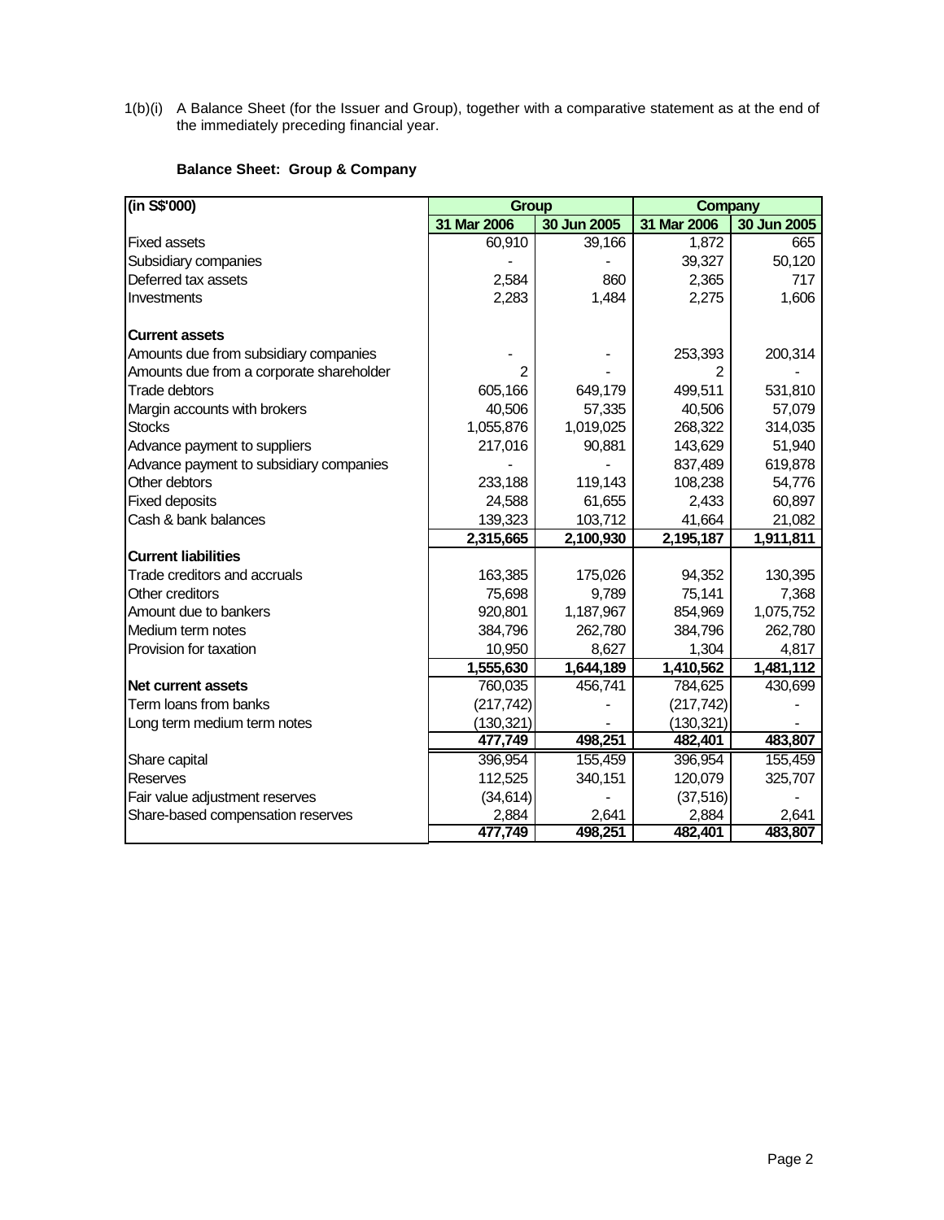1(b)(i) A Balance Sheet (for the Issuer and Group), together with a comparative statement as at the end of the immediately preceding financial year.

**Balance Sheet: Group & Company**

| (in S$'000) | Group | | Company | |
|---|---|---|---|---|
| | 31 Mar 2006 | 30 Jun 2005 | 31 Mar 2006 | 30 Jun 2005 |
| Fixed assets | 60,910 | 39,166 | 1,872 | 665 |
| Subsidiary companies | - | - | 39,327 | 50,120 |
| Deferred tax assets | 2,584 | 860 | 2,365 | 717 |
| Investments | 2,283 | 1,484 | 2,275 | 1,606 |
| **Current assets** | | | | |
| Amounts due from subsidiary companies | - | - | 253,393 | 200,314 |
| Amounts due from a corporate shareholder | 2 | - | 2 | - |
| Trade debtors | 605,166 | 649,179 | 499,511 | 531,810 |
| Margin accounts with brokers | 40,506 | 57,335 | 40,506 | 57,079 |
| Stocks | 1,055,876 | 1,019,025 | 268,322 | 314,035 |
| Advance payment to suppliers | 217,016 | 90,881 | 143,629 | 51,940 |
| Advance payment to subsidiary companies | - | - | 837,489 | 619,878 |
| Other debtors | 233,188 | 119,143 | 108,238 | 54,776 |
| Fixed deposits | 24,588 | 61,655 | 2,433 | 60,897 |
| Cash & bank balances | 139,323 | 103,712 | 41,664 | 21,082 |
| | **2,315,665** | **2,100,930** | **2,195,187** | **1,911,811** |
| **Current liabilities** | | | | |
| Trade creditors and accruals | 163,385 | 175,026 | 94,352 | 130,395 |
| Other creditors | 75,698 | 9,789 | 75,141 | 7,368 |
| Amount due to bankers | 920,801 | 1,187,967 | 854,969 | 1,075,752 |
| Medium term notes | 384,796 | 262,780 | 384,796 | 262,780 |
| Provision for taxation | 10,950 | 8,627 | 1,304 | 4,817 |
| | **1,555,630** | **1,644,189** | **1,410,562** | **1,481,112** |
| **Net current assets** | 760,035 | 456,741 | 784,625 | 430,699 |
| Term loans from banks | (217,742) | - | (217,742) | - |
| Long term medium term notes | (130,321) | - | (130,321) | - |
| | **477,749** | **498,251** | **482,401** | **483,807** |
| Share capital | 396,954 | 155,459 | 396,954 | 155,459 |
| Reserves | 112,525 | 340,151 | 120,079 | 325,707 |
| Fair value adjustment reserves | (34,614) | - | (37,516) | - |
| Share-based compensation reserves | 2,884 | 2,641 | 2,884 | 2,641 |
| | **477,749** | **498,251** | **482,401** | **483,807** |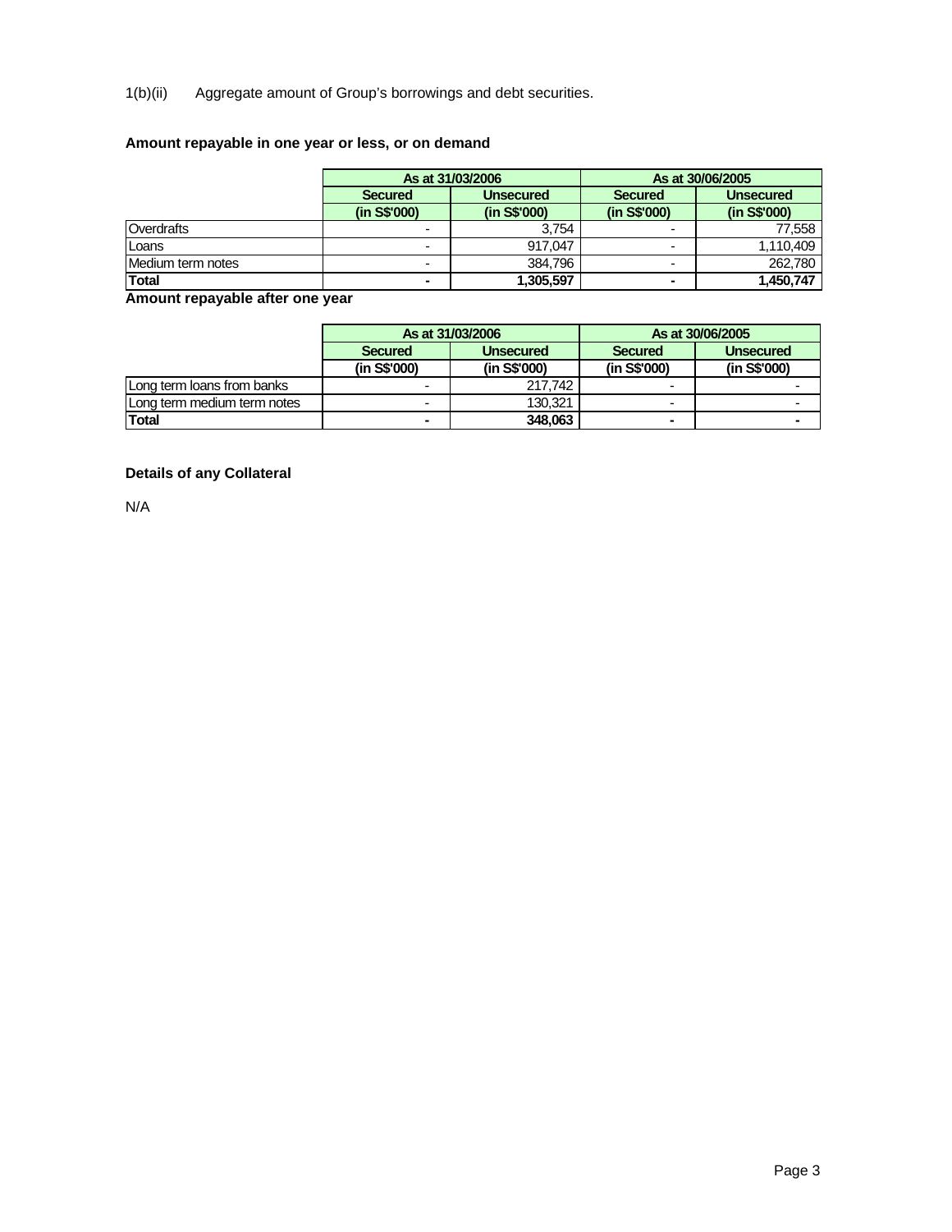1(b)(ii) Aggregate amount of Group's borrowings and debt securities.

**Amount repayable in one year or less, or on demand**

| | As at 31/03/2006 | | As at 30/06/2005 | |
|---|---|---|---|---|
| | **Secured** | **Unsecured** | **Secured** | **Unsecured** |
| | **(in S$'000)** | **(in S$'000)** | **(in S$'000)** | **(in S$'000)** |
| Overdrafts | - | 3,754 | - | 77,558 |
| Loans | - | 917,047 | - | 1,110,409 |
| Medium term notes | - | 384,796 | - | 262,780 |
| **Total** | **-** | **1,305,597** | **-** | **1,450,747** |

**Amount repayable after one year**

| | As at 31/03/2006 | | As at 30/06/2005 | |
|---|---|---|---|---|
| | **Secured** | **Unsecured** | **Secured** | **Unsecured** |
| | **(in S$'000)** | **(in S$'000)** | **(in S$'000)** | **(in S$'000)** |
| Long term loans from banks | - | 217,742 | - | - |
| Long term medium term notes | - | 130,321 | - | - |
| **Total** | **-** | **348,063** | **-** | **-** |

**Details of any Collateral**

N/A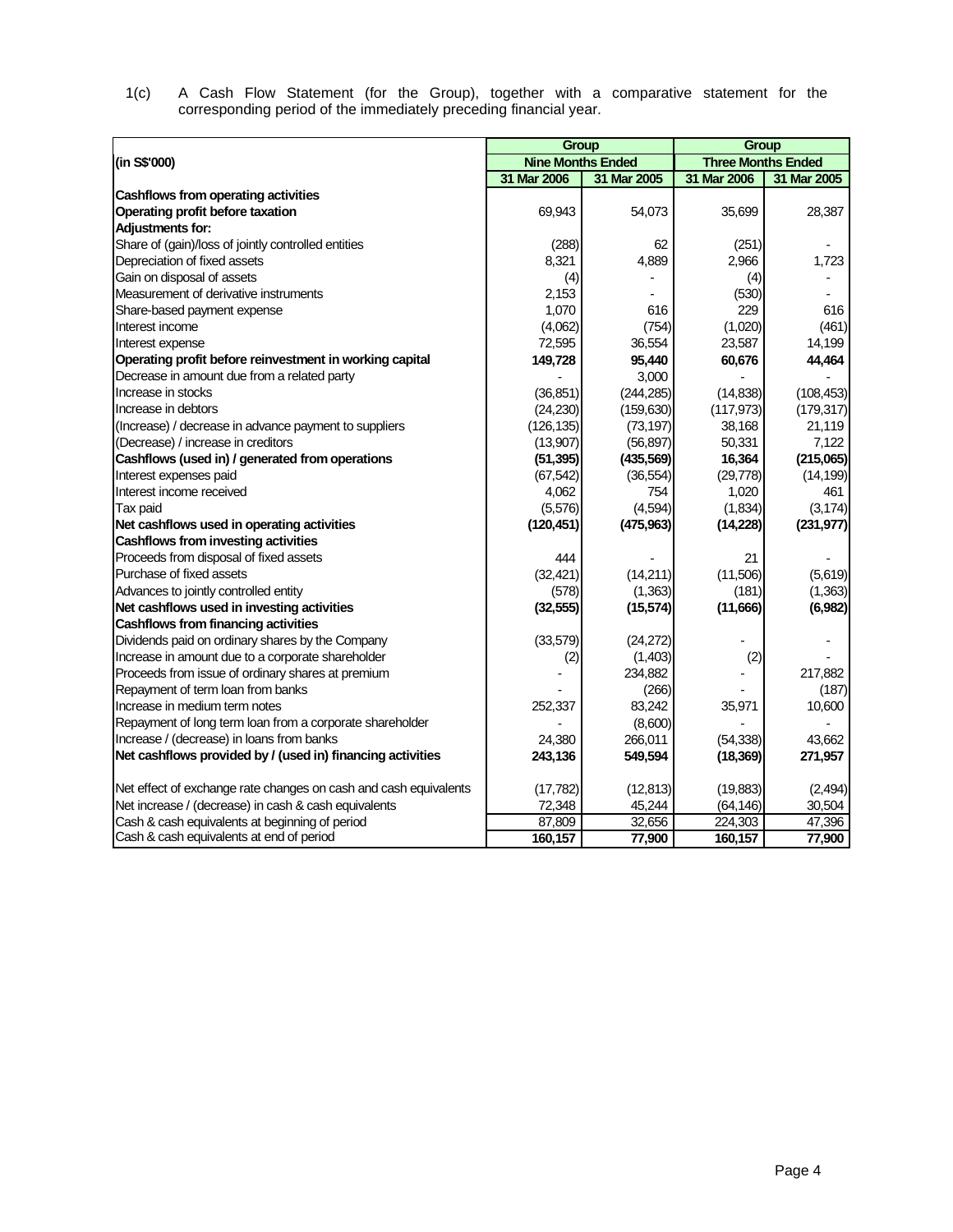1(c) A Cash Flow Statement (for the Group), together with a comparative statement for the corresponding period of the immediately preceding financial year.

| (in S$'000) | Group | | Group | |
|---|---|---|---|---|
| | Nine Months Ended | | Three Months Ended | |
| | 31 Mar 2006 | 31 Mar 2005 | 31 Mar 2006 | 31 Mar 2005 |
| **Cashflows from operating activities** | | | | |
| **Operating profit before taxation** | 69,943 | 54,073 | 35,699 | 28,387 |
| **Adjustments for:** | | | | |
| Share of (gain)/loss of jointly controlled entities | (288) | 62 | (251) | - |
| Depreciation of fixed assets | 8,321 | 4,889 | 2,966 | 1,723 |
| Gain on disposal of assets | (4) | - | (4) | - |
| Measurement of derivative instruments | 2,153 | - | (530) | - |
| Share-based payment expense | 1,070 | 616 | 229 | 616 |
| Interest income | (4,062) | (754) | (1,020) | (461) |
| Interest expense | 72,595 | 36,554 | 23,587 | 14,199 |
| **Operating profit before reinvestment in working capital** | **149,728** | **95,440** | **60,676** | **44,464** |
| Decrease in amount due from a related party | - | 3,000 | - | - |
| Increase in stocks | (36,851) | (244,285) | (14,838) | (108,453) |
| Increase in debtors | (24,230) | (159,630) | (117,973) | (179,317) |
| (Increase) / decrease in advance payment to suppliers | (126,135) | (73,197) | 38,168 | 21,119 |
| (Decrease) / increase in creditors | (13,907) | (56,897) | 50,331 | 7,122 |
| **Cashflows (used in) / generated from operations** | **(51,395)** | **(435,569)** | **16,364** | **(215,065)** |
| Interest expenses paid | (67,542) | (36,554) | (29,778) | (14,199) |
| Interest income received | 4,062 | 754 | 1,020 | 461 |
| Tax paid | (5,576) | (4,594) | (1,834) | (3,174) |
| **Net cashflows used in operating activities** | **(120,451)** | **(475,963)** | **(14,228)** | **(231,977)** |
| **Cashflows from investing activities** | | | | |
| Proceeds from disposal of fixed assets | 444 | - | 21 | - |
| Purchase of fixed assets | (32,421) | (14,211) | (11,506) | (5,619) |
| Advances to jointly controlled entity | (578) | (1,363) | (181) | (1,363) |
| **Net cashflows used in investing activities** | **(32,555)** | **(15,574)** | **(11,666)** | **(6,982)** |
| **Cashflows from financing activities** | | | | |
| Dividends paid on ordinary shares by the Company | (33,579) | (24,272) | - | - |
| Increase in amount due to a corporate shareholder | (2) | (1,403) | (2) | - |
| Proceeds from issue of ordinary shares at premium | - | 234,882 | - | 217,882 |
| Repayment of term loan from banks | - | (266) | - | (187) |
| Increase in medium term notes | 252,337 | 83,242 | 35,971 | 10,600 |
| Repayment of long term loan from a corporate shareholder | - | (8,600) | - | - |
| Increase / (decrease) in loans from banks | 24,380 | 266,011 | (54,338) | 43,662 |
| **Net cashflows provided by / (used in) financing activities** | **243,136** | **549,594** | **(18,369)** | **271,957** |
| Net effect of exchange rate changes on cash and cash equivalents | (17,782) | (12,813) | (19,883) | (2,494) |
| Net increase / (decrease) in cash & cash equivalents | 72,348 | 45,244 | (64,146) | 30,504 |
| Cash & cash equivalents at beginning of period | 87,809 | 32,656 | 224,303 | 47,396 |
| Cash & cash equivalents at end of period | **160,157** | **77,900** | **160,157** | **77,900** |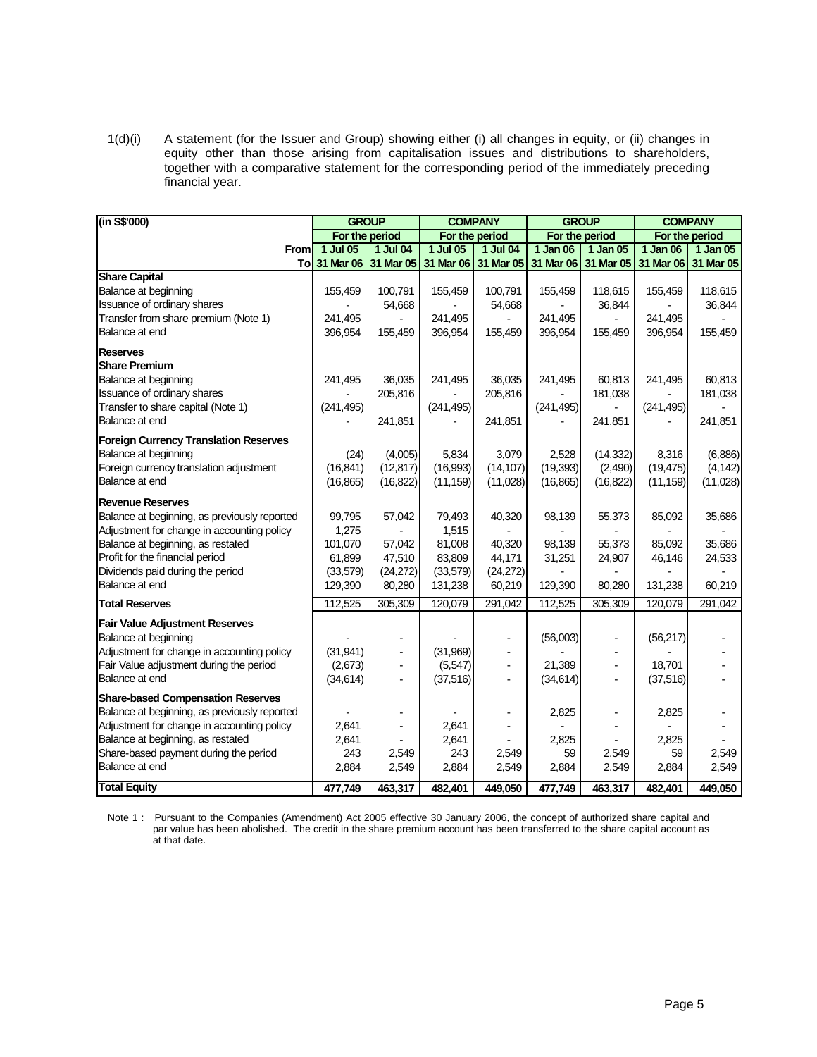1(d)(i) A statement (for the Issuer and Group) showing either (i) all changes in equity, or (ii) changes in equity other than those arising from capitalisation issues and distributions to shareholders, together with a comparative statement for the corresponding period of the immediately preceding financial year.

| (in S$'000) | GROUP | | COMPANY | | GROUP | | COMPANY | |
|---|---|---|---|---|---|---|---|---|
| | For the period | | For the period | | For the period | | For the period | |
| From | 1 Jul 05 | 1 Jul 04 | 1 Jul 05 | 1 Jul 04 | 1 Jan 06 | 1 Jan 05 | 1 Jan 06 | 1 Jan 05 |
| To | 31 Mar 06 | 31 Mar 05 | 31 Mar 06 | 31 Mar 05 | 31 Mar 06 | 31 Mar 05 | 31 Mar 06 | 31 Mar 05 |
| **Share Capital** | | | | | | | | |
| Balance at beginning | 155,459 | 100,791 | 155,459 | 100,791 | 155,459 | 118,615 | 155,459 | 118,615 |
| Issuance of ordinary shares | - | 54,668 | - | 54,668 | - | 36,844 | - | 36,844 |
| Transfer from share premium (Note 1) | 241,495 | - | 241,495 | - | 241,495 | - | 241,495 | - |
| Balance at end | 396,954 | 155,459 | 396,954 | 155,459 | 396,954 | 155,459 | 396,954 | 155,459 |
| **Reserves** | | | | | | | | |
| **Share Premium** | | | | | | | | |
| Balance at beginning | 241,495 | 36,035 | 241,495 | 36,035 | 241,495 | 60,813 | 241,495 | 60,813 |
| Issuance of ordinary shares | - | 205,816 | - | 205,816 | - | 181,038 | - | 181,038 |
| Transfer to share capital (Note 1) | (241,495) | | (241,495) | | (241,495) | - | (241,495) | - |
| Balance at end | - | 241,851 | - | 241,851 | - | 241,851 | - | 241,851 |
| **Foreign Currency Translation Reserves** | | | | | | | | |
| Balance at beginning | (24) | (4,005) | 5,834 | 3,079 | 2,528 | (14,332) | 8,316 | (6,886) |
| Foreign currency translation adjustment | (16,841) | (12,817) | (16,993) | (14,107) | (19,393) | (2,490) | (19,475) | (4,142) |
| Balance at end | (16,865) | (16,822) | (11,159) | (11,028) | (16,865) | (16,822) | (11,159) | (11,028) |
| **Revenue Reserves** | | | | | | | | |
| Balance at beginning, as previously reported | 99,795 | 57,042 | 79,493 | 40,320 | 98,139 | 55,373 | 85,092 | 35,686 |
| Adjustment for change in accounting policy | 1,275 | - | 1,515 | - | - | - | - | - |
| Balance at beginning, as restated | 101,070 | 57,042 | 81,008 | 40,320 | 98,139 | 55,373 | 85,092 | 35,686 |
| Profit for the financial period | 61,899 | 47,510 | 83,809 | 44,171 | 31,251 | 24,907 | 46,146 | 24,533 |
| Dividends paid during the period | (33,579) | (24,272) | (33,579) | (24,272) | - | - | - | - |
| Balance at end | 129,390 | 80,280 | 131,238 | 60,219 | 129,390 | 80,280 | 131,238 | 60,219 |
| **Total Reserves** | 112,525 | 305,309 | 120,079 | 291,042 | 112,525 | 305,309 | 120,079 | 291,042 |
| **Fair Value Adjustment Reserves** | | | | | | | | |
| Balance at beginning | - | - | - | - | (56,003) | - | (56,217) | - |
| Adjustment for change in accounting policy | (31,941) | - | (31,969) | - | - | - | - | - |
| Fair Value adjustment during the period | (2,673) | - | (5,547) | - | 21,389 | - | 18,701 | - |
| Balance at end | (34,614) | - | (37,516) | - | (34,614) | - | (37,516) | - |
| **Share-based Compensation Reserves** | | | | | | | | |
| Balance at beginning, as previously reported | - | - | - | - | 2,825 | - | 2,825 | - |
| Adjustment for change in accounting policy | 2,641 | - | 2,641 | - | - | - | - | - |
| Balance at beginning, as restated | 2,641 | - | 2,641 | - | 2,825 | - | 2,825 | - |
| Share-based payment during the period | 243 | 2,549 | 243 | 2,549 | 59 | 2,549 | 59 | 2,549 |
| Balance at end | 2,884 | 2,549 | 2,884 | 2,549 | 2,884 | 2,549 | 2,884 | 2,549 |
| **Total Equity** | 477,749 | 463,317 | 482,401 | 449,050 | 477,749 | 463,317 | 482,401 | 449,050 |

Note 1 : Pursuant to the Companies (Amendment) Act 2005 effective 30 January 2006, the concept of authorized share capital and par value has been abolished. The credit in the share premium account has been transferred to the share capital account as at that date.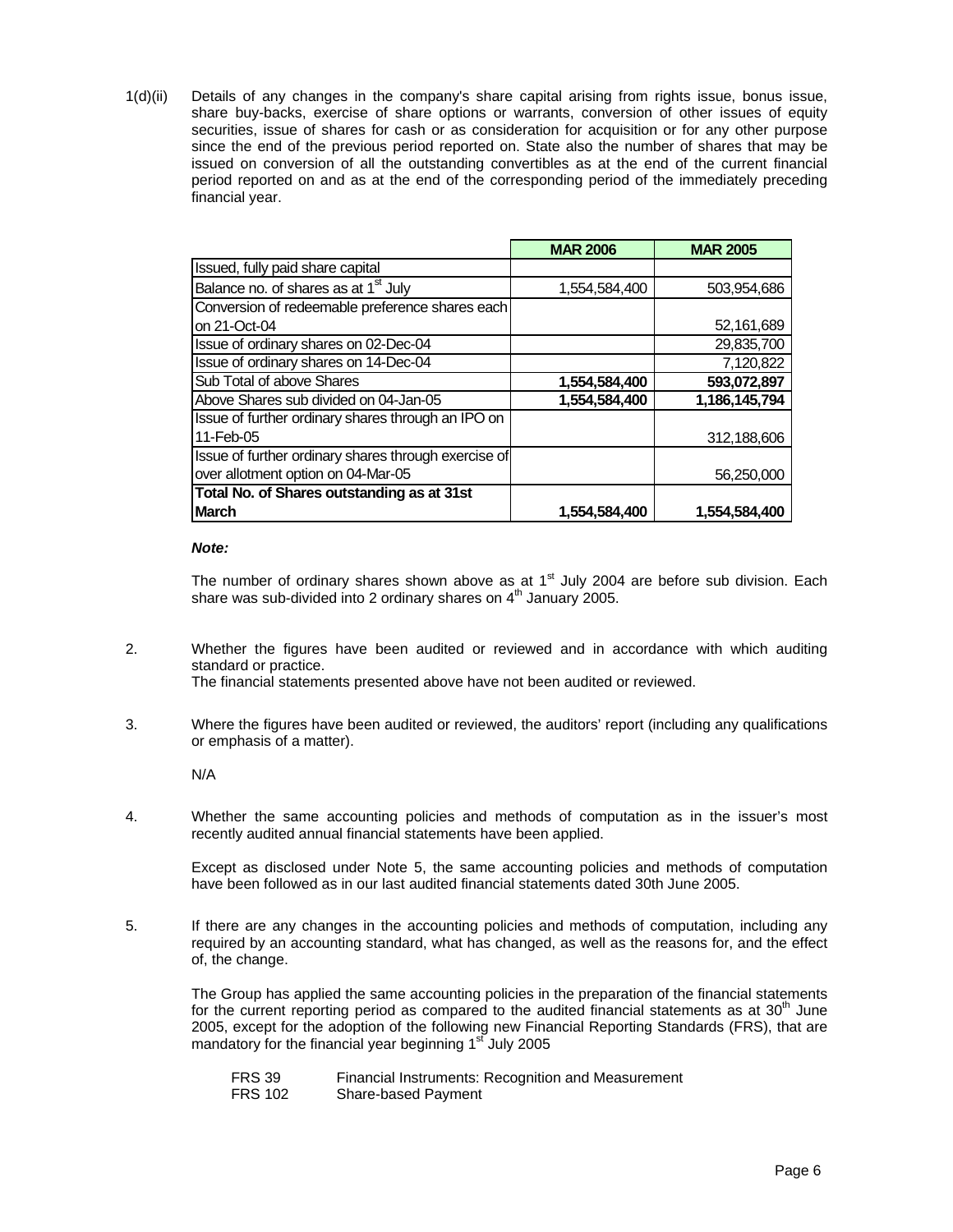1(d)(ii) Details of any changes in the company's share capital arising from rights issue, bonus issue, share buy-backs, exercise of share options or warrants, conversion of other issues of equity securities, issue of shares for cash or as consideration for acquisition or for any other purpose since the end of the previous period reported on. State also the number of shares that may be issued on conversion of all the outstanding convertibles as at the end of the current financial period reported on and as at the end of the corresponding period of the immediately preceding financial year.

| | **MAR 2006** | **MAR 2005** |
|---|---|---|
| Issued, fully paid share capital | | |
| Balance no. of shares as at 1st July | 1,554,584,400 | 503,954,686 |
| Conversion of redeemable preference shares each on 21-Oct-04 | | 52,161,689 |
| Issue of ordinary shares on 02-Dec-04 | | 29,835,700 |
| Issue of ordinary shares on 14-Dec-04 | | 7,120,822 |
| Sub Total of above Shares | **1,554,584,400** | **593,072,897** |
| Above Shares sub divided on 04-Jan-05 | **1,554,584,400** | **1,186,145,794** |
| Issue of further ordinary shares through an IPO on 11-Feb-05 | | 312,188,606 |
| Issue of further ordinary shares through exercise of over allotment option on 04-Mar-05 | | 56,250,000 |
| **Total No. of Shares outstanding as at 31st March** | **1,554,584,400** | **1,554,584,400** |

***Note:***

The number of ordinary shares shown above as at 1st July 2004 are before sub division. Each share was sub-divided into 2 ordinary shares on 4th January 2005.

2. Whether the figures have been audited or reviewed and in accordance with which auditing standard or practice.
The financial statements presented above have not been audited or reviewed.

3. Where the figures have been audited or reviewed, the auditors' report (including any qualifications or emphasis of a matter).

N/A

4. Whether the same accounting policies and methods of computation as in the issuer's most recently audited annual financial statements have been applied.

Except as disclosed under Note 5, the same accounting policies and methods of computation have been followed as in our last audited financial statements dated 30th June 2005.

5. If there are any changes in the accounting policies and methods of computation, including any required by an accounting standard, what has changed, as well as the reasons for, and the effect of, the change.

The Group has applied the same accounting policies in the preparation of the financial statements for the current reporting period as compared to the audited financial statements as at 30th June 2005, except for the adoption of the following new Financial Reporting Standards (FRS), that are mandatory for the financial year beginning 1st July 2005

FRS 39 Financial Instruments: Recognition and Measurement
FRS 102 Share-based Payment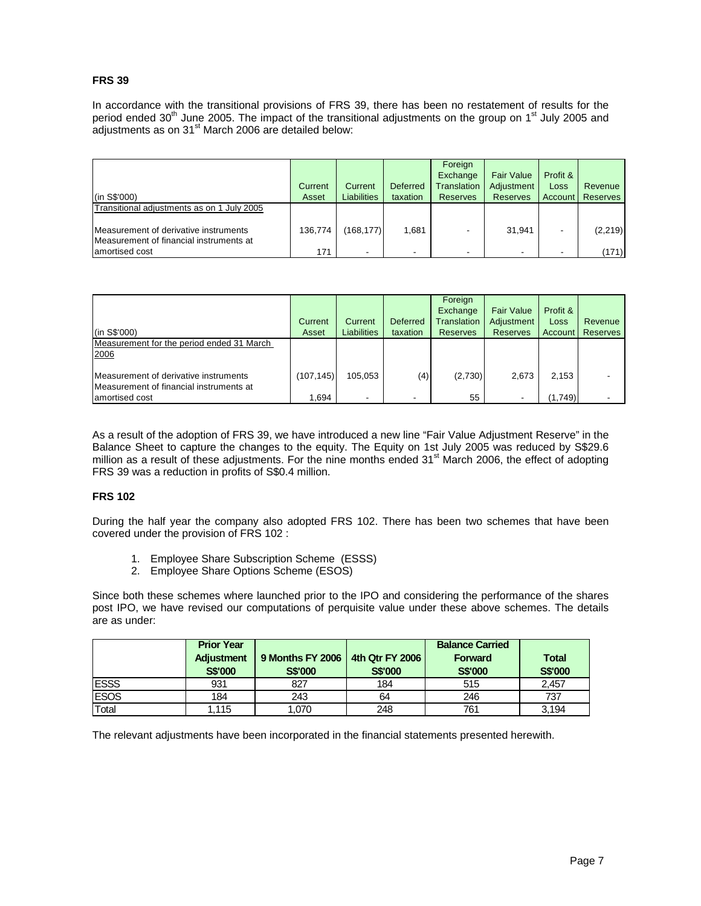## FRS 39

In accordance with the transitional provisions of FRS 39, there has been no restatement of results for the period ended 30th June 2005. The impact of the transitional adjustments on the group on 1st July 2005 and adjustments as on 31st March 2006 are detailed below:

| (in S$'000) | Current Asset | Current Liabilities | Deferred taxation | Foreign Exchange Translation Reserves | Fair Value Adjustment Reserves | Profit & Loss Account | Revenue Reserves |
|---|---|---|---|---|---|---|---|
| Transitional adjustments as on 1 July 2005 | | | | | | | |
| Measurement of derivative instruments | 136,774 | (168,177) | 1,681 | - | 31,941 | - | (2,219) |
| Measurement of financial instruments at amortised cost | 171 | - | - | - | - | - | (171) |

| (in S$'000) | Current Asset | Current Liabilities | Deferred taxation | Foreign Exchange Translation Reserves | Fair Value Adjustment Reserves | Profit & Loss Account | Revenue Reserves |
|---|---|---|---|---|---|---|---|
| Measurement for the period ended 31 March 2006 | | | | | | | |
| Measurement of derivative instruments | (107,145) | 105,053 | (4) | (2,730) | 2,673 | 2,153 | - |
| Measurement of financial instruments at amortised cost | 1,694 | - | - | 55 | - | (1,749) | - |

As a result of the adoption of FRS 39, we have introduced a new line "Fair Value Adjustment Reserve" in the Balance Sheet to capture the changes to the equity. The Equity on 1st July 2005 was reduced by S$29.6 million as a result of these adjustments. For the nine months ended 31st March 2006, the effect of adopting FRS 39 was a reduction in profits of S$0.4 million.

## FRS 102

During the half year the company also adopted FRS 102. There has been two schemes that have been covered under the provision of FRS 102 :

1. Employee Share Subscription Scheme (ESSS)
2. Employee Share Options Scheme (ESOS)

Since both these schemes where launched prior to the IPO and considering the performance of the shares post IPO, we have revised our computations of perquisite value under these above schemes. The details are as under:

| | Prior Year Adjustment S$'000 | 9 Months FY 2006 S$'000 | 4th Qtr FY 2006 S$'000 | Balance Carried Forward S$'000 | Total S$'000 |
|---|---|---|---|---|---|
| ESSS | 931 | 827 | 184 | 515 | 2,457 |
| ESOS | 184 | 243 | 64 | 246 | 737 |
| Total | 1,115 | 1,070 | 248 | 761 | 3,194 |

The relevant adjustments have been incorporated in the financial statements presented herewith.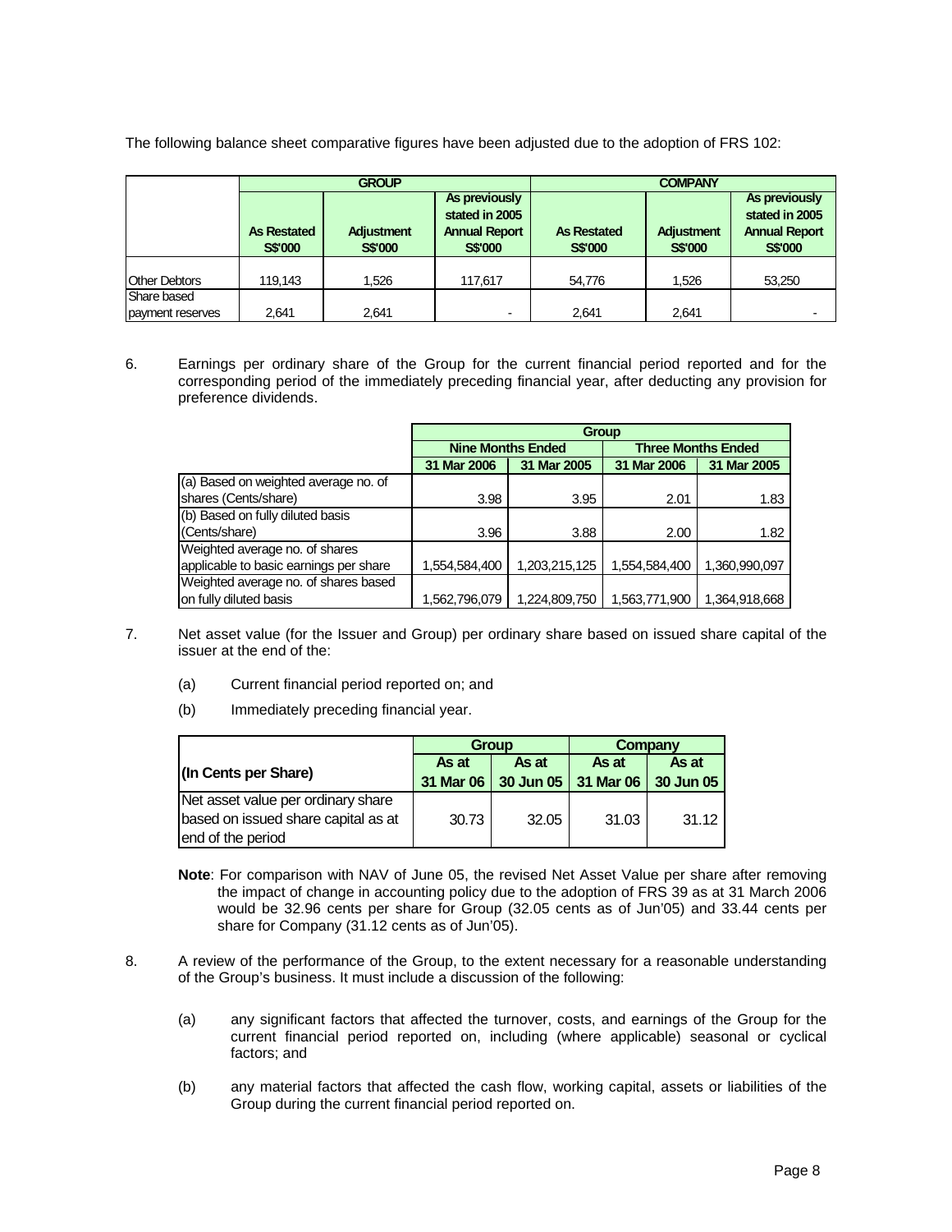The following balance sheet comparative figures have been adjusted due to the adoption of FRS 102:

| | GROUP | | | COMPANY | | |
|---|---|---|---|---|---|---|
| | As Restated S$'000 | Adjustment S$'000 | As previously stated in 2005 Annual Report S$'000 | As Restated S$'000 | Adjustment S$'000 | As previously stated in 2005 Annual Report S$'000 |
| Other Debtors | 119,143 | 1,526 | 117,617 | 54,776 | 1,526 | 53,250 |
| Share based payment reserves | 2,641 | 2,641 | - | 2,641 | 2,641 | - |

6. Earnings per ordinary share of the Group for the current financial period reported and for the corresponding period of the immediately preceding financial year, after deducting any provision for preference dividends.

| | Group | | | |
|---|---|---|---|---|
| | Nine Months Ended | | Three Months Ended | |
| | 31 Mar 2006 | 31 Mar 2005 | 31 Mar 2006 | 31 Mar 2005 |
| (a) Based on weighted average no. of shares (Cents/share) | 3.98 | 3.95 | 2.01 | 1.83 |
| (b) Based on fully diluted basis (Cents/share) | 3.96 | 3.88 | 2.00 | 1.82 |
| Weighted average no. of shares applicable to basic earnings per share | 1,554,584,400 | 1,203,215,125 | 1,554,584,400 | 1,360,990,097 |
| Weighted average no. of shares based on fully diluted basis | 1,562,796,079 | 1,224,809,750 | 1,563,771,900 | 1,364,918,668 |

7. Net asset value (for the Issuer and Group) per ordinary share based on issued share capital of the issuer at the end of the:

   (a) Current financial period reported on; and

   (b) Immediately preceding financial year.

| (In Cents per Share) | Group | | Company | |
|---|---|---|---|---|
| | As at 31 Mar 06 | As at 30 Jun 05 | As at 31 Mar 06 | As at 30 Jun 05 |
| Net asset value per ordinary share based on issued share capital as at end of the period | 30.73 | 32.05 | 31.03 | 31.12 |

**Note**: For comparison with NAV of June 05, the revised Net Asset Value per share after removing the impact of change in accounting policy due to the adoption of FRS 39 as at 31 March 2006 would be 32.96 cents per share for Group (32.05 cents as of Jun'05) and 33.44 cents per share for Company (31.12 cents as of Jun'05).

8. A review of the performance of the Group, to the extent necessary for a reasonable understanding of the Group's business. It must include a discussion of the following:

   (a) any significant factors that affected the turnover, costs, and earnings of the Group for the current financial period reported on, including (where applicable) seasonal or cyclical factors; and

   (b) any material factors that affected the cash flow, working capital, assets or liabilities of the Group during the current financial period reported on.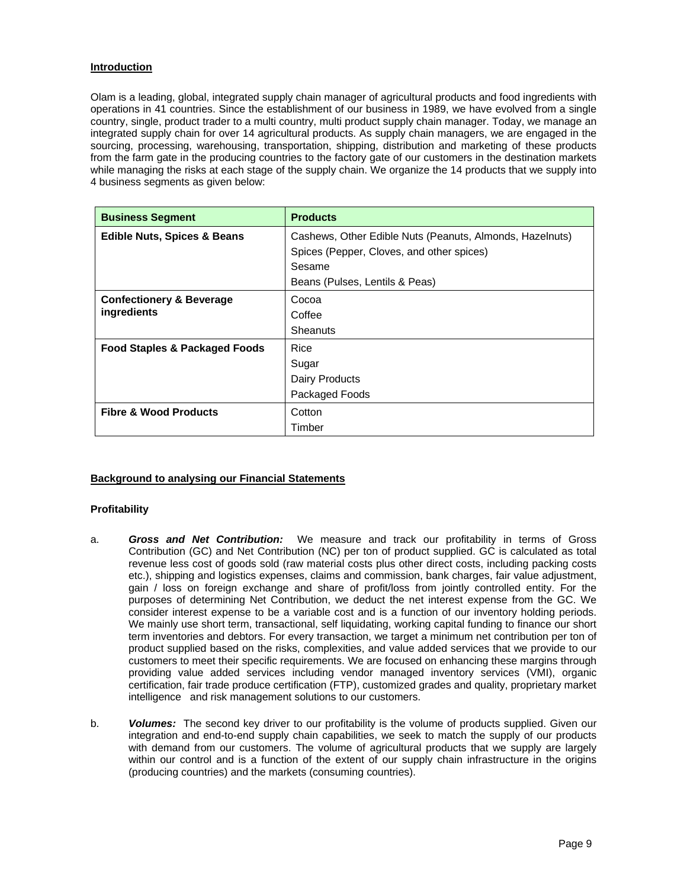**Introduction**

Olam is a leading, global, integrated supply chain manager of agricultural products and food ingredients with operations in 41 countries. Since the establishment of our business in 1989, we have evolved from a single country, single, product trader to a multi country, multi product supply chain manager. Today, we manage an integrated supply chain for over 14 agricultural products. As supply chain managers, we are engaged in the sourcing, processing, warehousing, transportation, shipping, distribution and marketing of these products from the farm gate in the producing countries to the factory gate of our customers in the destination markets while managing the risks at each stage of the supply chain. We organize the 14 products that we supply into 4 business segments as given below:

| Business Segment | Products |
|---|---|
| **Edible Nuts, Spices & Beans** | Cashews, Other Edible Nuts (Peanuts, Almonds, Hazelnuts)<br>Spices (Pepper, Cloves, and other spices)<br>Sesame<br>Beans (Pulses, Lentils & Peas) |
| **Confectionery & Beverage ingredients** | Cocoa<br>Coffee<br>Sheanuts |
| **Food Staples & Packaged Foods** | Rice<br>Sugar<br>Dairy Products<br>Packaged Foods |
| **Fibre & Wood Products** | Cotton<br>Timber |

**Background to analysing our Financial Statements**

**Profitability**

a. ***Gross and Net Contribution:*** We measure and track our profitability in terms of Gross Contribution (GC) and Net Contribution (NC) per ton of product supplied. GC is calculated as total revenue less cost of goods sold (raw material costs plus other direct costs, including packing costs etc.), shipping and logistics expenses, claims and commission, bank charges, fair value adjustment, gain / loss on foreign exchange and share of profit/loss from jointly controlled entity. For the purposes of determining Net Contribution, we deduct the net interest expense from the GC. We consider interest expense to be a variable cost and is a function of our inventory holding periods. We mainly use short term, transactional, self liquidating, working capital funding to finance our short term inventories and debtors. For every transaction, we target a minimum net contribution per ton of product supplied based on the risks, complexities, and value added services that we provide to our customers to meet their specific requirements. We are focused on enhancing these margins through providing value added services including vendor managed inventory services (VMI), organic certification, fair trade produce certification (FTP), customized grades and quality, proprietary market intelligence and risk management solutions to our customers.

b. ***Volumes:*** The second key driver to our profitability is the volume of products supplied. Given our integration and end-to-end supply chain capabilities, we seek to match the supply of our products with demand from our customers. The volume of agricultural products that we supply are largely within our control and is a function of the extent of our supply chain infrastructure in the origins (producing countries) and the markets (consuming countries).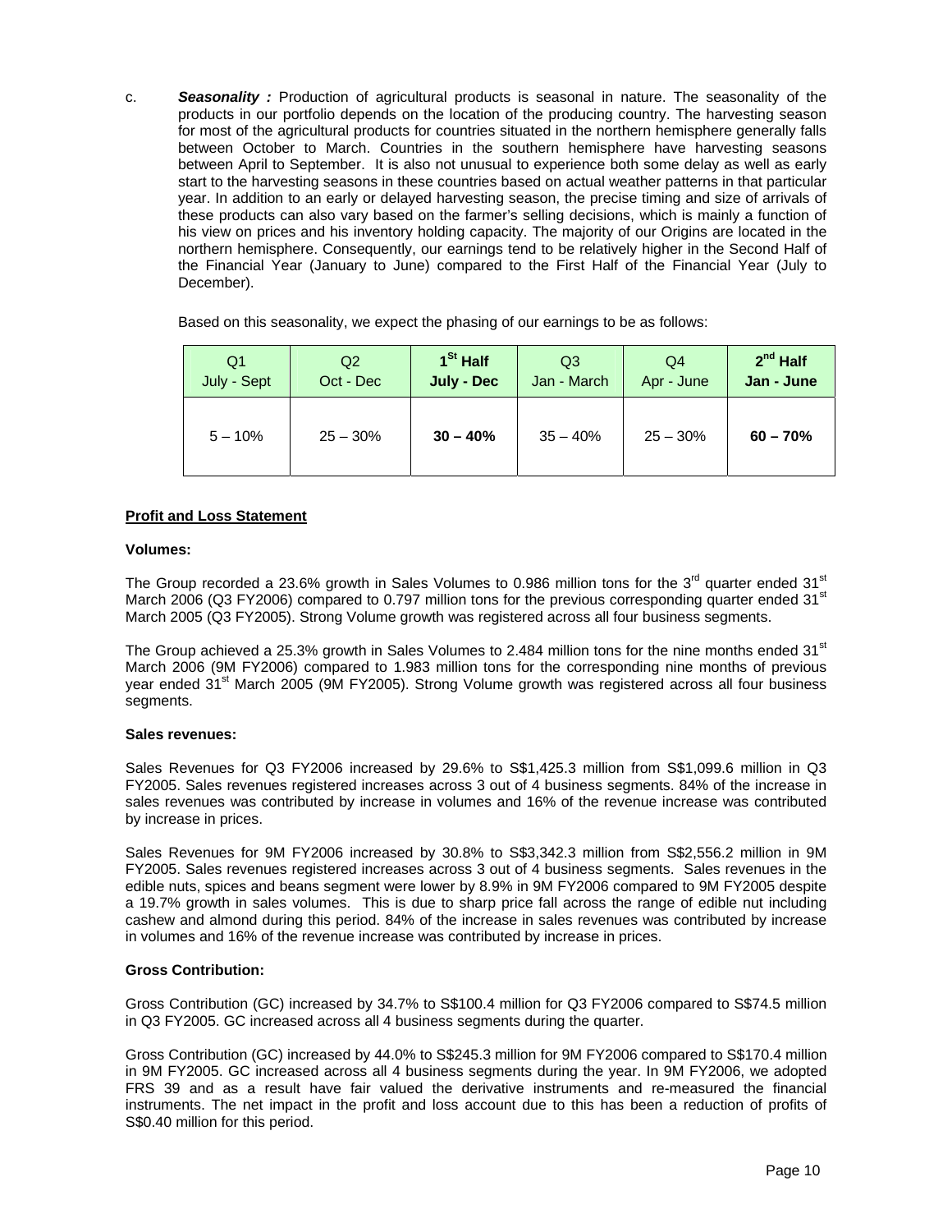c. ***Seasonality :*** Production of agricultural products is seasonal in nature. The seasonality of the products in our portfolio depends on the location of the producing country. The harvesting season for most of the agricultural products for countries situated in the northern hemisphere generally falls between October to March. Countries in the southern hemisphere have harvesting seasons between April to September. It is also not unusual to experience both some delay as well as early start to the harvesting seasons in these countries based on actual weather patterns in that particular year. In addition to an early or delayed harvesting season, the precise timing and size of arrivals of these products can also vary based on the farmer's selling decisions, which is mainly a function of his view on prices and his inventory holding capacity. The majority of our Origins are located in the northern hemisphere. Consequently, our earnings tend to be relatively higher in the Second Half of the Financial Year (January to June) compared to the First Half of the Financial Year (July to December).

Based on this seasonality, we expect the phasing of our earnings to be as follows:

| Q1<br>July - Sept | Q2<br>Oct - Dec | **1st Half<br>July - Dec** | Q3<br>Jan - March | Q4<br>Apr - June | **2nd Half<br>Jan - June** |
|---|---|---|---|---|---|
| 5 – 10% | 25 – 30% | **30 – 40%** | 35 – 40% | 25 – 30% | **60 – 70%** |

**Profit and Loss Statement**

**Volumes:**

The Group recorded a 23.6% growth in Sales Volumes to 0.986 million tons for the 3rd quarter ended 31st March 2006 (Q3 FY2006) compared to 0.797 million tons for the previous corresponding quarter ended 31st March 2005 (Q3 FY2005). Strong Volume growth was registered across all four business segments.

The Group achieved a 25.3% growth in Sales Volumes to 2.484 million tons for the nine months ended 31st March 2006 (9M FY2006) compared to 1.983 million tons for the corresponding nine months of previous year ended 31st March 2005 (9M FY2005). Strong Volume growth was registered across all four business segments.

**Sales revenues:**

Sales Revenues for Q3 FY2006 increased by 29.6% to S$1,425.3 million from S$1,099.6 million in Q3 FY2005. Sales revenues registered increases across 3 out of 4 business segments. 84% of the increase in sales revenues was contributed by increase in volumes and 16% of the revenue increase was contributed by increase in prices.

Sales Revenues for 9M FY2006 increased by 30.8% to S$3,342.3 million from S$2,556.2 million in 9M FY2005. Sales revenues registered increases across 3 out of 4 business segments. Sales revenues in the edible nuts, spices and beans segment were lower by 8.9% in 9M FY2006 compared to 9M FY2005 despite a 19.7% growth in sales volumes. This is due to sharp price fall across the range of edible nut including cashew and almond during this period. 84% of the increase in sales revenues was contributed by increase in volumes and 16% of the revenue increase was contributed by increase in prices.

**Gross Contribution:**

Gross Contribution (GC) increased by 34.7% to S$100.4 million for Q3 FY2006 compared to S$74.5 million in Q3 FY2005. GC increased across all 4 business segments during the quarter.

Gross Contribution (GC) increased by 44.0% to S$245.3 million for 9M FY2006 compared to S$170.4 million in 9M FY2005. GC increased across all 4 business segments during the year. In 9M FY2006, we adopted FRS 39 and as a result have fair valued the derivative instruments and re-measured the financial instruments. The net impact in the profit and loss account due to this has been a reduction of profits of S$0.40 million for this period.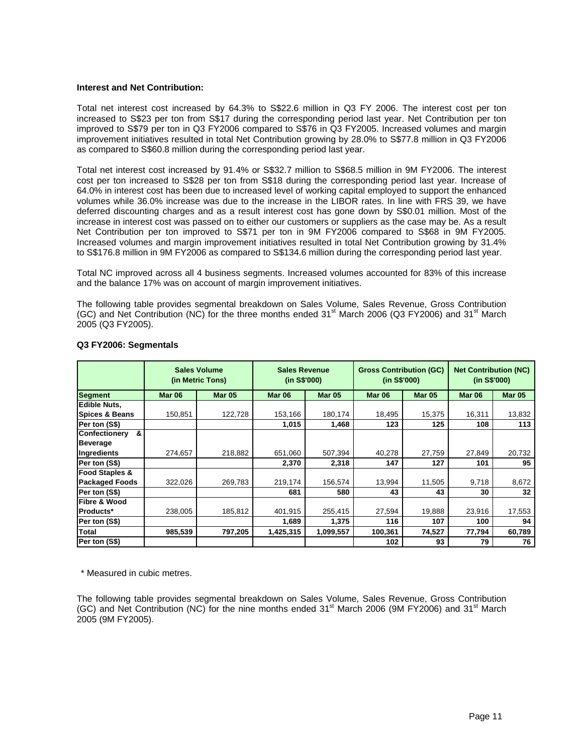**Interest and Net Contribution:**

Total net interest cost increased by 64.3% to S$22.6 million in Q3 FY 2006. The interest cost per ton increased to S$23 per ton from S$17 during the corresponding period last year. Net Contribution per ton improved to S$79 per ton in Q3 FY2006 compared to S$76 in Q3 FY2005. Increased volumes and margin improvement initiatives resulted in total Net Contribution growing by 28.0% to S$77.8 million in Q3 FY2006 as compared to S$60.8 million during the corresponding period last year.

Total net interest cost increased by 91.4% or S$32.7 million to S$68.5 million in 9M FY2006. The interest cost per ton increased to S$28 per ton from S$18 during the corresponding period last year. Increase of 64.0% in interest cost has been due to increased level of working capital employed to support the enhanced volumes while 36.0% increase was due to the increase in the LIBOR rates. In line with FRS 39, we have deferred discounting charges and as a result interest cost has gone down by S$0.01 million. Most of the increase in interest cost was passed on to either our customers or suppliers as the case may be. As a result Net Contribution per ton improved to S$71 per ton in 9M FY2006 compared to S$68 in 9M FY2005. Increased volumes and margin improvement initiatives resulted in total Net Contribution growing by 31.4% to S$176.8 million in 9M FY2006 as compared to S$134.6 million during the corresponding period last year.

Total NC improved across all 4 business segments. Increased volumes accounted for 83% of this increase and the balance 17% was on account of margin improvement initiatives.

The following table provides segmental breakdown on Sales Volume, Sales Revenue, Gross Contribution (GC) and Net Contribution (NC) for the three months ended 31st March 2006 (Q3 FY2006) and 31st March 2005 (Q3 FY2005).

**Q3 FY2006: Segmentals**

| | Sales Volume (in Metric Tons) | | Sales Revenue (in S$'000) | | Gross Contribution (GC) (in S$'000) | | Net Contribution (NC) (in S$'000) | |
|---|---|---|---|---|---|---|---|---|
| **Segment** | **Mar 06** | **Mar 05** | **Mar 06** | **Mar 05** | **Mar 06** | **Mar 05** | **Mar 06** | **Mar 05** |
| **Edible Nuts, Spices & Beans** | 150,851 | 122,728 | 153,166 | 180,174 | 18,495 | 15,375 | 16,311 | 13,832 |
| **Per ton (S$)** | | | **1,015** | **1,468** | **123** | **125** | **108** | **113** |
| **Confectionery & Beverage Ingredients** | 274,657 | 218,882 | 651,060 | 507,394 | 40,278 | 27,759 | 27,849 | 20,732 |
| **Per ton (S$)** | | | **2,370** | **2,318** | **147** | **127** | **101** | **95** |
| **Food Staples & Packaged Foods** | 322,026 | 269,783 | 219,174 | 156,574 | 13,994 | 11,505 | 9,718 | 8,672 |
| **Per ton (S$)** | | | **681** | **580** | **43** | **43** | **30** | **32** |
| **Fibre & Wood Products*** | 238,005 | 185,812 | 401,915 | 255,415 | 27,594 | 19,888 | 23,916 | 17,553 |
| **Per ton (S$)** | | | **1,689** | **1,375** | **116** | **107** | **100** | **94** |
| **Total** | **985,539** | **797,205** | **1,425,315** | **1,099,557** | **100,361** | **74,527** | **77,794** | **60,789** |
| **Per ton (S$)** | | | | | **102** | **93** | **79** | **76** |

\* Measured in cubic metres.

The following table provides segmental breakdown on Sales Volume, Sales Revenue, Gross Contribution (GC) and Net Contribution (NC) for the nine months ended 31st March 2006 (9M FY2006) and 31st March 2005 (9M FY2005).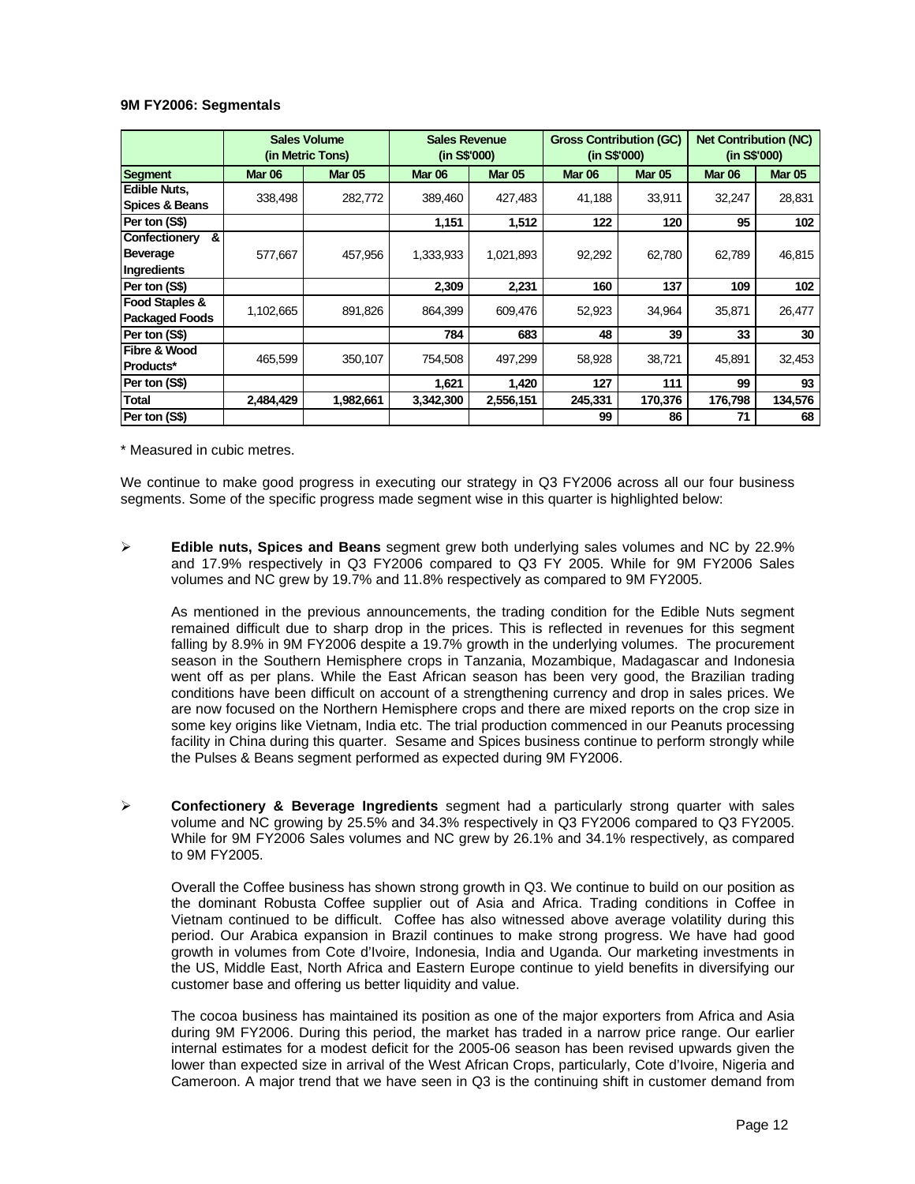**9M FY2006: Segmentals**

| | Sales Volume (in Metric Tons) | | Sales Revenue (in S$'000) | | Gross Contribution (GC) (in S$'000) | | Net Contribution (NC) (in S$'000) | |
|---|---|---|---|---|---|---|---|---|
| **Segment** | **Mar 06** | **Mar 05** | **Mar 06** | **Mar 05** | **Mar 06** | **Mar 05** | **Mar 06** | **Mar 05** |
| **Edible Nuts, Spices & Beans** | 338,498 | 282,772 | 389,460 | 427,483 | 41,188 | 33,911 | 32,247 | 28,831 |
| **Per ton (S$)** | | | **1,151** | **1,512** | **122** | **120** | **95** | **102** |
| **Confectionery & Beverage Ingredients** | 577,667 | 457,956 | 1,333,933 | 1,021,893 | 92,292 | 62,780 | 62,789 | 46,815 |
| **Per ton (S$)** | | | **2,309** | **2,231** | **160** | **137** | **109** | **102** |
| **Food Staples & Packaged Foods** | 1,102,665 | 891,826 | 864,399 | 609,476 | 52,923 | 34,964 | 35,871 | 26,477 |
| **Per ton (S$)** | | | **784** | **683** | **48** | **39** | **33** | **30** |
| **Fibre & Wood Products*** | 465,599 | 350,107 | 754,508 | 497,299 | 58,928 | 38,721 | 45,891 | 32,453 |
| **Per ton (S$)** | | | **1,621** | **1,420** | **127** | **111** | **99** | **93** |
| **Total** | **2,484,429** | **1,982,661** | **3,342,300** | **2,556,151** | **245,331** | **170,376** | **176,798** | **134,576** |
| **Per ton (S$)** | | | | | **99** | **86** | **71** | **68** |

\* Measured in cubic metres.

We continue to make good progress in executing our strategy in Q3 FY2006 across all our four business segments. Some of the specific progress made segment wise in this quarter is highlighted below:

- **Edible nuts, Spices and Beans** segment grew both underlying sales volumes and NC by 22.9% and 17.9% respectively in Q3 FY2006 compared to Q3 FY 2005. While for 9M FY2006 Sales volumes and NC grew by 19.7% and 11.8% respectively as compared to 9M FY2005.

  As mentioned in the previous announcements, the trading condition for the Edible Nuts segment remained difficult due to sharp drop in the prices. This is reflected in revenues for this segment falling by 8.9% in 9M FY2006 despite a 19.7% growth in the underlying volumes. The procurement season in the Southern Hemisphere crops in Tanzania, Mozambique, Madagascar and Indonesia went off as per plans. While the East African season has been very good, the Brazilian trading conditions have been difficult on account of a strengthening currency and drop in sales prices. We are now focused on the Northern Hemisphere crops and there are mixed reports on the crop size in some key origins like Vietnam, India etc. The trial production commenced in our Peanuts processing facility in China during this quarter. Sesame and Spices business continue to perform strongly while the Pulses & Beans segment performed as expected during 9M FY2006.

- **Confectionery & Beverage Ingredients** segment had a particularly strong quarter with sales volume and NC growing by 25.5% and 34.3% respectively in Q3 FY2006 compared to Q3 FY2005. While for 9M FY2006 Sales volumes and NC grew by 26.1% and 34.1% respectively, as compared to 9M FY2005.

  Overall the Coffee business has shown strong growth in Q3. We continue to build on our position as the dominant Robusta Coffee supplier out of Asia and Africa. Trading conditions in Coffee in Vietnam continued to be difficult. Coffee has also witnessed above average volatility during this period. Our Arabica expansion in Brazil continues to make strong progress. We have had good growth in volumes from Cote d'Ivoire, Indonesia, India and Uganda. Our marketing investments in the US, Middle East, North Africa and Eastern Europe continue to yield benefits in diversifying our customer base and offering us better liquidity and value.

  The cocoa business has maintained its position as one of the major exporters from Africa and Asia during 9M FY2006. During this period, the market has traded in a narrow price range. Our earlier internal estimates for a modest deficit for the 2005-06 season has been revised upwards given the lower than expected size in arrival of the West African Crops, particularly, Cote d'Ivoire, Nigeria and Cameroon. A major trend that we have seen in Q3 is the continuing shift in customer demand from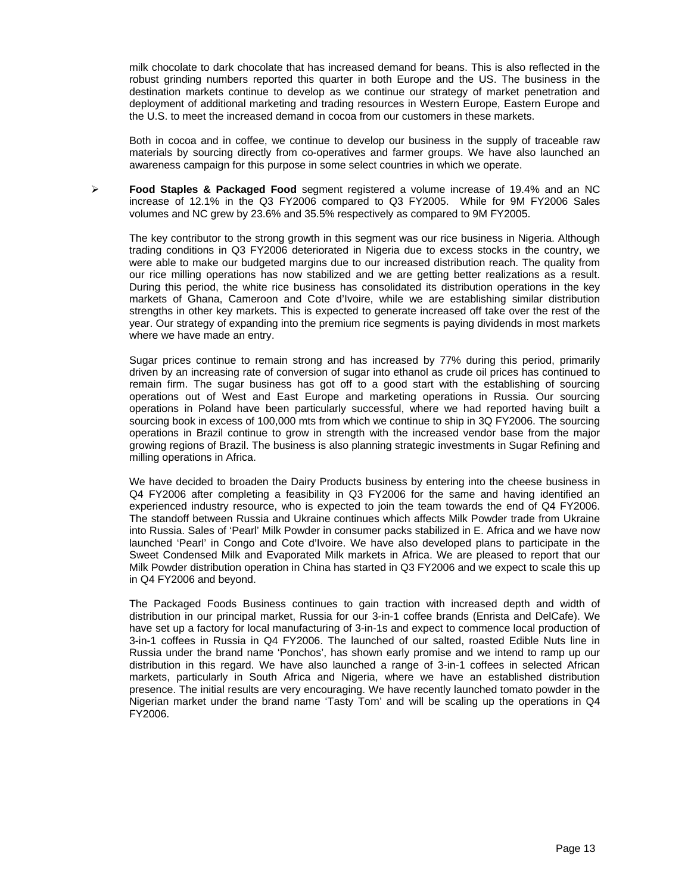milk chocolate to dark chocolate that has increased demand for beans. This is also reflected in the robust grinding numbers reported this quarter in both Europe and the US. The business in the destination markets continue to develop as we continue our strategy of market penetration and deployment of additional marketing and trading resources in Western Europe, Eastern Europe and the U.S. to meet the increased demand in cocoa from our customers in these markets.

Both in cocoa and in coffee, we continue to develop our business in the supply of traceable raw materials by sourcing directly from co-operatives and farmer groups. We have also launched an awareness campaign for this purpose in some select countries in which we operate.

- **Food Staples & Packaged Food** segment registered a volume increase of 19.4% and an NC increase of 12.1% in the Q3 FY2006 compared to Q3 FY2005. While for 9M FY2006 Sales volumes and NC grew by 23.6% and 35.5% respectively as compared to 9M FY2005.

  The key contributor to the strong growth in this segment was our rice business in Nigeria. Although trading conditions in Q3 FY2006 deteriorated in Nigeria due to excess stocks in the country, we were able to make our budgeted margins due to our increased distribution reach. The quality from our rice milling operations has now stabilized and we are getting better realizations as a result. During this period, the white rice business has consolidated its distribution operations in the key markets of Ghana, Cameroon and Cote d'Ivoire, while we are establishing similar distribution strengths in other key markets. This is expected to generate increased off take over the rest of the year. Our strategy of expanding into the premium rice segments is paying dividends in most markets where we have made an entry.

  Sugar prices continue to remain strong and has increased by 77% during this period, primarily driven by an increasing rate of conversion of sugar into ethanol as crude oil prices has continued to remain firm. The sugar business has got off to a good start with the establishing of sourcing operations out of West and East Europe and marketing operations in Russia. Our sourcing operations in Poland have been particularly successful, where we had reported having built a sourcing book in excess of 100,000 mts from which we continue to ship in 3Q FY2006. The sourcing operations in Brazil continue to grow in strength with the increased vendor base from the major growing regions of Brazil. The business is also planning strategic investments in Sugar Refining and milling operations in Africa.

  We have decided to broaden the Dairy Products business by entering into the cheese business in Q4 FY2006 after completing a feasibility in Q3 FY2006 for the same and having identified an experienced industry resource, who is expected to join the team towards the end of Q4 FY2006. The standoff between Russia and Ukraine continues which affects Milk Powder trade from Ukraine into Russia. Sales of 'Pearl' Milk Powder in consumer packs stabilized in E. Africa and we have now launched 'Pearl' in Congo and Cote d'Ivoire. We have also developed plans to participate in the Sweet Condensed Milk and Evaporated Milk markets in Africa. We are pleased to report that our Milk Powder distribution operation in China has started in Q3 FY2006 and we expect to scale this up in Q4 FY2006 and beyond.

  The Packaged Foods Business continues to gain traction with increased depth and width of distribution in our principal market, Russia for our 3-in-1 coffee brands (Enrista and DelCafe). We have set up a factory for local manufacturing of 3-in-1s and expect to commence local production of 3-in-1 coffees in Russia in Q4 FY2006. The launched of our salted, roasted Edible Nuts line in Russia under the brand name 'Ponchos', has shown early promise and we intend to ramp up our distribution in this regard. We have also launched a range of 3-in-1 coffees in selected African markets, particularly in South Africa and Nigeria, where we have an established distribution presence. The initial results are very encouraging. We have recently launched tomato powder in the Nigerian market under the brand name 'Tasty Tom' and will be scaling up the operations in Q4 FY2006.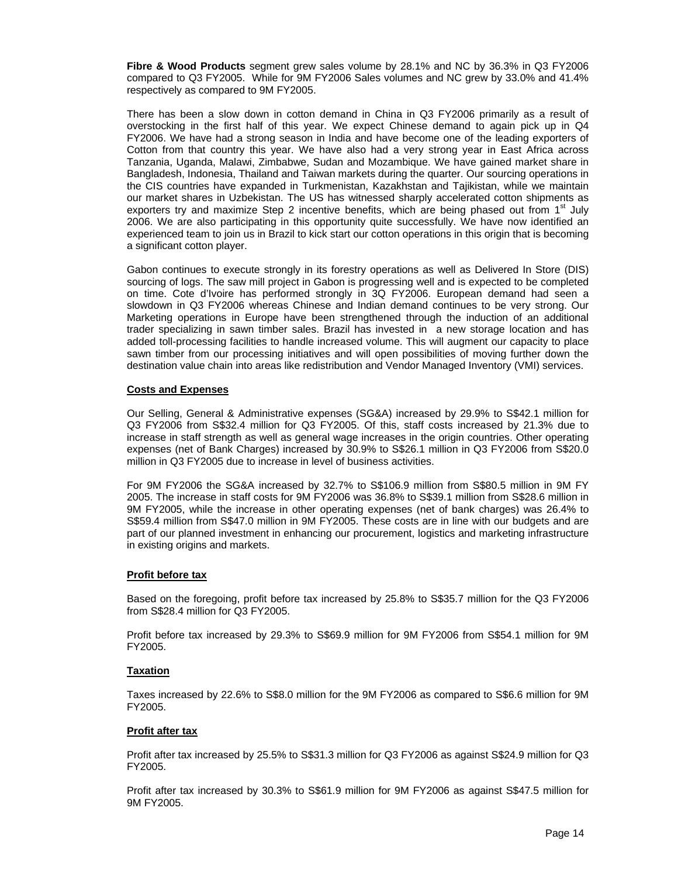**Fibre & Wood Products** segment grew sales volume by 28.1% and NC by 36.3% in Q3 FY2006 compared to Q3 FY2005. While for 9M FY2006 Sales volumes and NC grew by 33.0% and 41.4% respectively as compared to 9M FY2005.

There has been a slow down in cotton demand in China in Q3 FY2006 primarily as a result of overstocking in the first half of this year. We expect Chinese demand to again pick up in Q4 FY2006. We have had a strong season in India and have become one of the leading exporters of Cotton from that country this year. We have also had a very strong year in East Africa across Tanzania, Uganda, Malawi, Zimbabwe, Sudan and Mozambique. We have gained market share in Bangladesh, Indonesia, Thailand and Taiwan markets during the quarter. Our sourcing operations in the CIS countries have expanded in Turkmenistan, Kazakhstan and Tajikistan, while we maintain our market shares in Uzbekistan. The US has witnessed sharply accelerated cotton shipments as exporters try and maximize Step 2 incentive benefits, which are being phased out from 1st July 2006. We are also participating in this opportunity quite successfully. We have now identified an experienced team to join us in Brazil to kick start our cotton operations in this origin that is becoming a significant cotton player.

Gabon continues to execute strongly in its forestry operations as well as Delivered In Store (DIS) sourcing of logs. The saw mill project in Gabon is progressing well and is expected to be completed on time. Cote d'Ivoire has performed strongly in 3Q FY2006. European demand had seen a slowdown in Q3 FY2006 whereas Chinese and Indian demand continues to be very strong. Our Marketing operations in Europe have been strengthened through the induction of an additional trader specializing in sawn timber sales. Brazil has invested in a new storage location and has added toll-processing facilities to handle increased volume. This will augment our capacity to place sawn timber from our processing initiatives and will open possibilities of moving further down the destination value chain into areas like redistribution and Vendor Managed Inventory (VMI) services.

## Costs and Expenses

Our Selling, General & Administrative expenses (SG&A) increased by 29.9% to S$42.1 million for Q3 FY2006 from S$32.4 million for Q3 FY2005. Of this, staff costs increased by 21.3% due to increase in staff strength as well as general wage increases in the origin countries. Other operating expenses (net of Bank Charges) increased by 30.9% to S$26.1 million in Q3 FY2006 from S$20.0 million in Q3 FY2005 due to increase in level of business activities.

For 9M FY2006 the SG&A increased by 32.7% to S$106.9 million from S$80.5 million in 9M FY 2005. The increase in staff costs for 9M FY2006 was 36.8% to S$39.1 million from S$28.6 million in 9M FY2005, while the increase in other operating expenses (net of bank charges) was 26.4% to S$59.4 million from S$47.0 million in 9M FY2005. These costs are in line with our budgets and are part of our planned investment in enhancing our procurement, logistics and marketing infrastructure in existing origins and markets.

## Profit before tax

Based on the foregoing, profit before tax increased by 25.8% to S$35.7 million for the Q3 FY2006 from S$28.4 million for Q3 FY2005.

Profit before tax increased by 29.3% to S$69.9 million for 9M FY2006 from S$54.1 million for 9M FY2005.

## Taxation

Taxes increased by 22.6% to S$8.0 million for the 9M FY2006 as compared to S$6.6 million for 9M FY2005.

## Profit after tax

Profit after tax increased by 25.5% to S$31.3 million for Q3 FY2006 as against S$24.9 million for Q3 FY2005.

Profit after tax increased by 30.3% to S$61.9 million for 9M FY2006 as against S$47.5 million for 9M FY2005.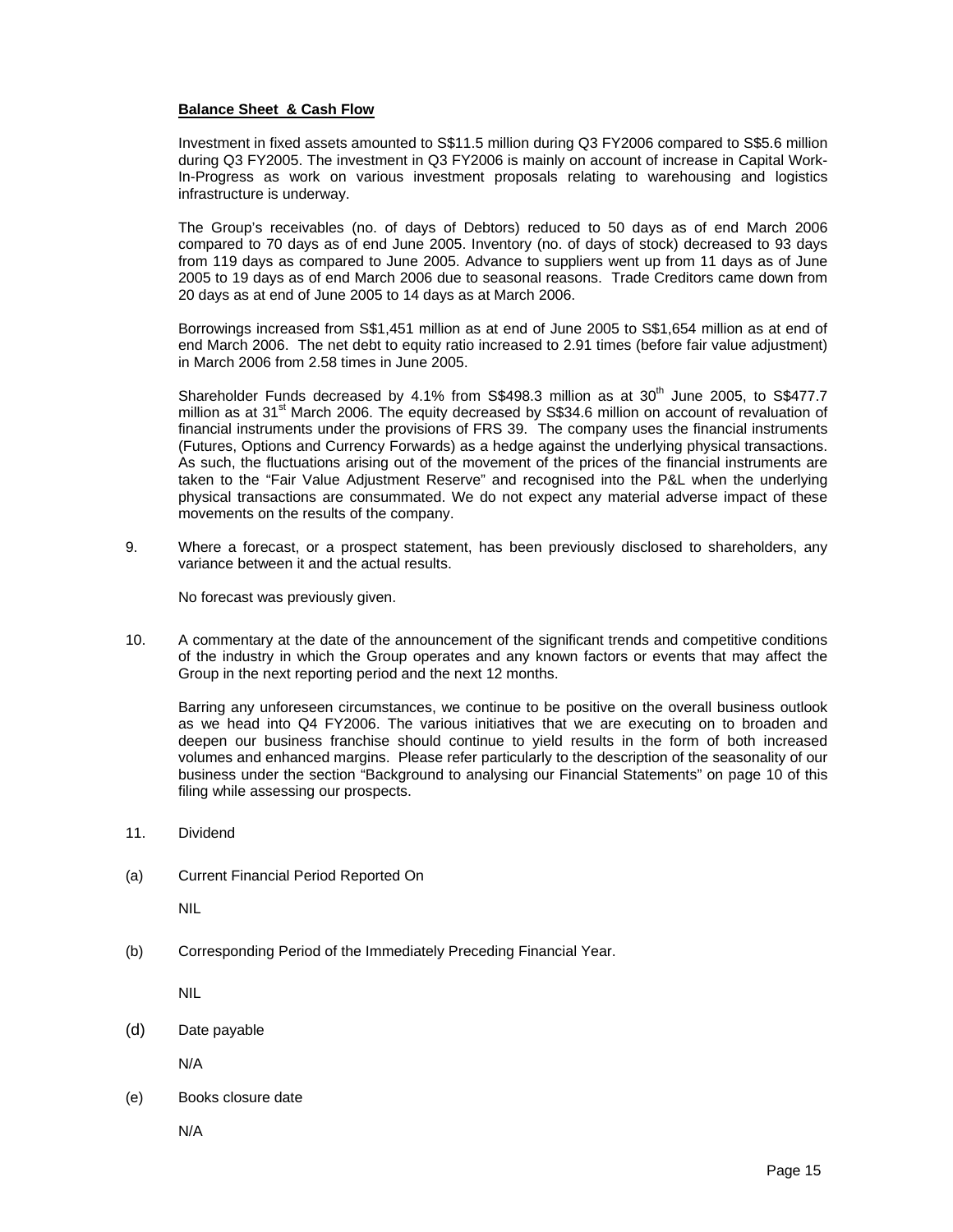**Balance Sheet & Cash Flow**

Investment in fixed assets amounted to S$11.5 million during Q3 FY2006 compared to S$5.6 million during Q3 FY2005. The investment in Q3 FY2006 is mainly on account of increase in Capital Work-In-Progress as work on various investment proposals relating to warehousing and logistics infrastructure is underway.

The Group's receivables (no. of days of Debtors) reduced to 50 days as of end March 2006 compared to 70 days as of end June 2005. Inventory (no. of days of stock) decreased to 93 days from 119 days as compared to June 2005. Advance to suppliers went up from 11 days as of June 2005 to 19 days as of end March 2006 due to seasonal reasons. Trade Creditors came down from 20 days as at end of June 2005 to 14 days as at March 2006.

Borrowings increased from S$1,451 million as at end of June 2005 to S$1,654 million as at end of end March 2006. The net debt to equity ratio increased to 2.91 times (before fair value adjustment) in March 2006 from 2.58 times in June 2005.

Shareholder Funds decreased by 4.1% from S$498.3 million as at 30th June 2005, to S$477.7 million as at 31st March 2006. The equity decreased by S$34.6 million on account of revaluation of financial instruments under the provisions of FRS 39. The company uses the financial instruments (Futures, Options and Currency Forwards) as a hedge against the underlying physical transactions. As such, the fluctuations arising out of the movement of the prices of the financial instruments are taken to the "Fair Value Adjustment Reserve" and recognised into the P&L when the underlying physical transactions are consummated. We do not expect any material adverse impact of these movements on the results of the company.

9. Where a forecast, or a prospect statement, has been previously disclosed to shareholders, any variance between it and the actual results.

   No forecast was previously given.

10. A commentary at the date of the announcement of the significant trends and competitive conditions of the industry in which the Group operates and any known factors or events that may affect the Group in the next reporting period and the next 12 months.

    Barring any unforeseen circumstances, we continue to be positive on the overall business outlook as we head into Q4 FY2006. The various initiatives that we are executing on to broaden and deepen our business franchise should continue to yield results in the form of both increased volumes and enhanced margins. Please refer particularly to the description of the seasonality of our business under the section "Background to analysing our Financial Statements" on page 10 of this filing while assessing our prospects.

11. Dividend

(a) Current Financial Period Reported On

NIL

(b) Corresponding Period of the Immediately Preceding Financial Year.

NIL

(d) Date payable

N/A

(e) Books closure date

N/A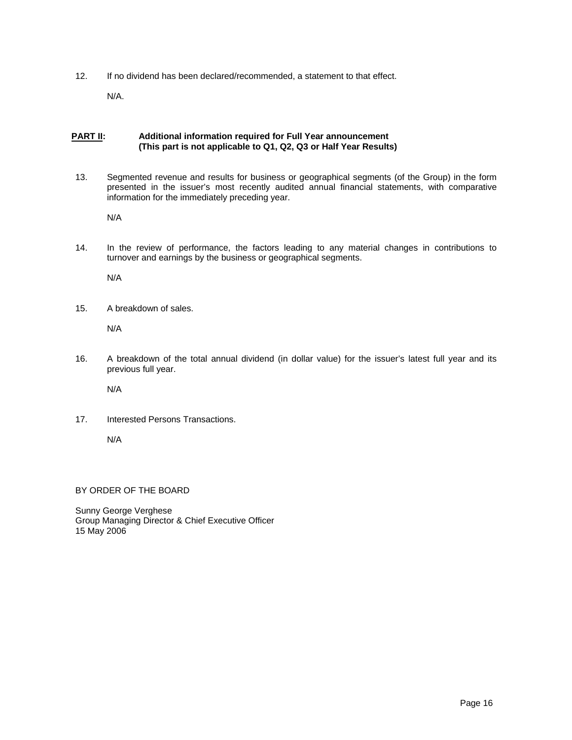12. If no dividend has been declared/recommended, a statement to that effect.

    N/A.

**PART II: Additional information required for Full Year announcement (This part is not applicable to Q1, Q2, Q3 or Half Year Results)**

13. Segmented revenue and results for business or geographical segments (of the Group) in the form presented in the issuer's most recently audited annual financial statements, with comparative information for the immediately preceding year.

    N/A

14. In the review of performance, the factors leading to any material changes in contributions to turnover and earnings by the business or geographical segments.

    N/A

15. A breakdown of sales.

    N/A

16. A breakdown of the total annual dividend (in dollar value) for the issuer's latest full year and its previous full year.

    N/A

17. Interested Persons Transactions.

    N/A

BY ORDER OF THE BOARD

Sunny George Verghese
Group Managing Director & Chief Executive Officer
15 May 2006